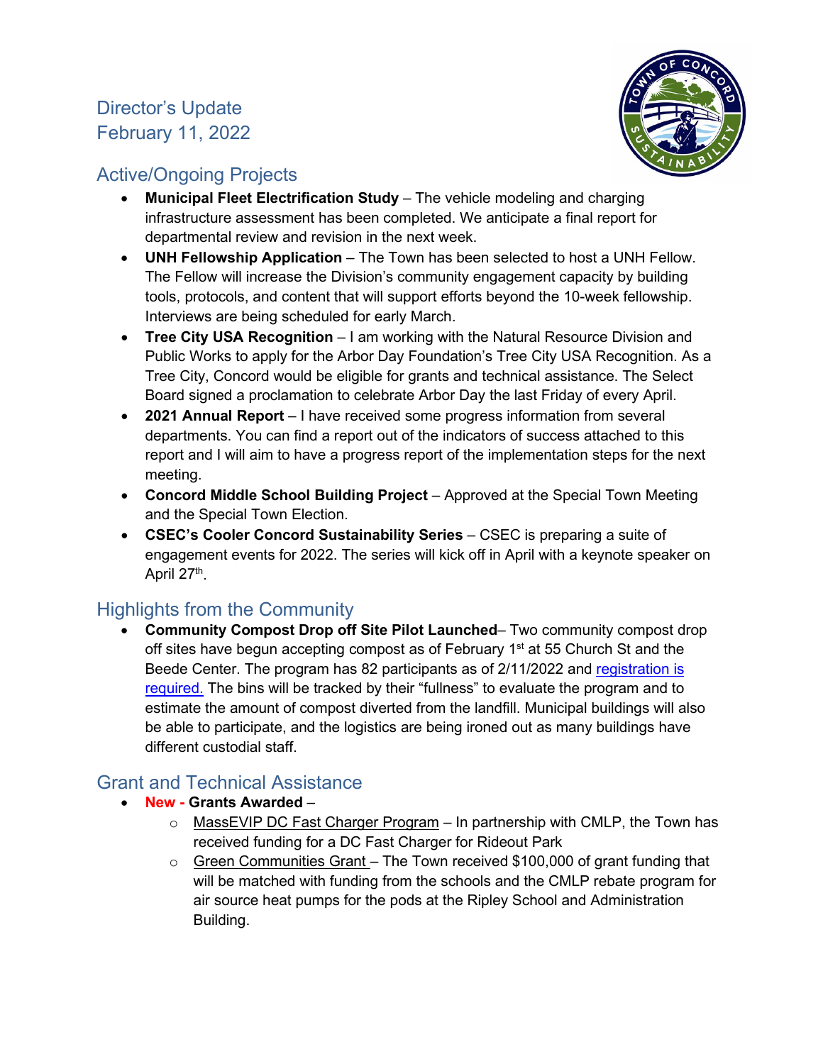# Director's Update
February 11, 2022

## Active/Ongoing Projects

- **Municipal Fleet Electrification Study** – The vehicle modeling and charging infrastructure assessment has been completed. We anticipate a final report for departmental review and revision in the next week.
- **UNH Fellowship Application** – The Town has been selected to host a UNH Fellow. The Fellow will increase the Division's community engagement capacity by building tools, protocols, and content that will support efforts beyond the 10-week fellowship. Interviews are being scheduled for early March.
- **Tree City USA Recognition** – I am working with the Natural Resource Division and Public Works to apply for the Arbor Day Foundation's Tree City USA Recognition. As a Tree City, Concord would be eligible for grants and technical assistance. The Select Board signed a proclamation to celebrate Arbor Day the last Friday of every April.
- **2021 Annual Report** – I have received some progress information from several departments. You can find a report out of the indicators of success attached to this report and I will aim to have a progress report of the implementation steps for the next meeting.
- **Concord Middle School Building Project** – Approved at the Special Town Meeting and the Special Town Election.
- **CSEC's Cooler Concord Sustainability Series** – CSEC is preparing a suite of engagement events for 2022. The series will kick off in April with a keynote speaker on April 27th.

## Highlights from the Community

- **Community Compost Drop off Site Pilot Launched**– Two community compost drop off sites have begun accepting compost as of February 1st at 55 Church St and the Beede Center. The program has 82 participants as of 2/11/2022 and registration is required. The bins will be tracked by their "fullness" to evaluate the program and to estimate the amount of compost diverted from the landfill. Municipal buildings will also be able to participate, and the logistics are being ironed out as many buildings have different custodial staff.

## Grant and Technical Assistance

- New - **Grants Awarded** –
  - MassEVIP DC Fast Charger Program – In partnership with CMLP, the Town has received funding for a DC Fast Charger for Rideout Park
  - Green Communities Grant – The Town received $100,000 of grant funding that will be matched with funding from the schools and the CMLP rebate program for air source heat pumps for the pods at the Ripley School and Administration Building.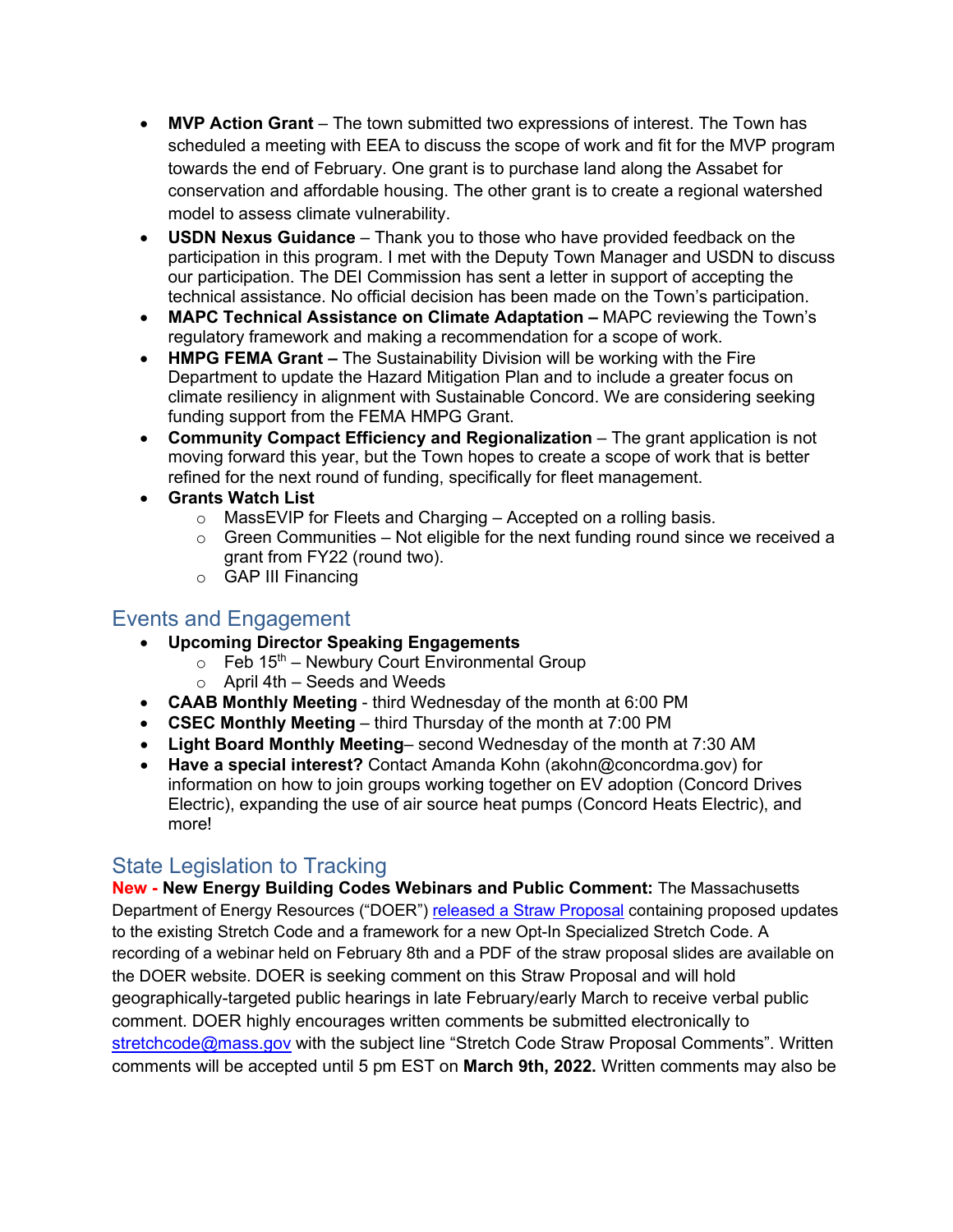- **MVP Action Grant** – The town submitted two expressions of interest. The Town has scheduled a meeting with EEA to discuss the scope of work and fit for the MVP program towards the end of February. One grant is to purchase land along the Assabet for conservation and affordable housing. The other grant is to create a regional watershed model to assess climate vulnerability.
- **USDN Nexus Guidance** – Thank you to those who have provided feedback on the participation in this program. I met with the Deputy Town Manager and USDN to discuss our participation. The DEI Commission has sent a letter in support of accepting the technical assistance. No official decision has been made on the Town's participation.
- **MAPC Technical Assistance on Climate Adaptation –** MAPC reviewing the Town's regulatory framework and making a recommendation for a scope of work.
- **HMPG FEMA Grant –** The Sustainability Division will be working with the Fire Department to update the Hazard Mitigation Plan and to include a greater focus on climate resiliency in alignment with Sustainable Concord. We are considering seeking funding support from the FEMA HMPG Grant.
- **Community Compact Efficiency and Regionalization** – The grant application is not moving forward this year, but the Town hopes to create a scope of work that is better refined for the next round of funding, specifically for fleet management.
- **Grants Watch List**
  - MassEVIP for Fleets and Charging – Accepted on a rolling basis.
  - Green Communities – Not eligible for the next funding round since we received a grant from FY22 (round two).
  - GAP III Financing

## Events and Engagement

- **Upcoming Director Speaking Engagements**
  - Feb 15th – Newbury Court Environmental Group
  - April 4th – Seeds and Weeds
- **CAAB Monthly Meeting** - third Wednesday of the month at 6:00 PM
- **CSEC Monthly Meeting** – third Thursday of the month at 7:00 PM
- **Light Board Monthly Meeting**– second Wednesday of the month at 7:30 AM
- **Have a special interest?** Contact Amanda Kohn (akohn@concordma.gov) for information on how to join groups working together on EV adoption (Concord Drives Electric), expanding the use of air source heat pumps (Concord Heats Electric), and more!

## State Legislation to Tracking

**New - New Energy Building Codes Webinars and Public Comment:** The Massachusetts Department of Energy Resources ("DOER") released a Straw Proposal containing proposed updates to the existing Stretch Code and a framework for a new Opt-In Specialized Stretch Code. A recording of a webinar held on February 8th and a PDF of the straw proposal slides are available on the DOER website. DOER is seeking comment on this Straw Proposal and will hold geographically-targeted public hearings in late February/early March to receive verbal public comment. DOER highly encourages written comments be submitted electronically to stretchcode@mass.gov with the subject line "Stretch Code Straw Proposal Comments". Written comments will be accepted until 5 pm EST on **March 9th, 2022.** Written comments may also be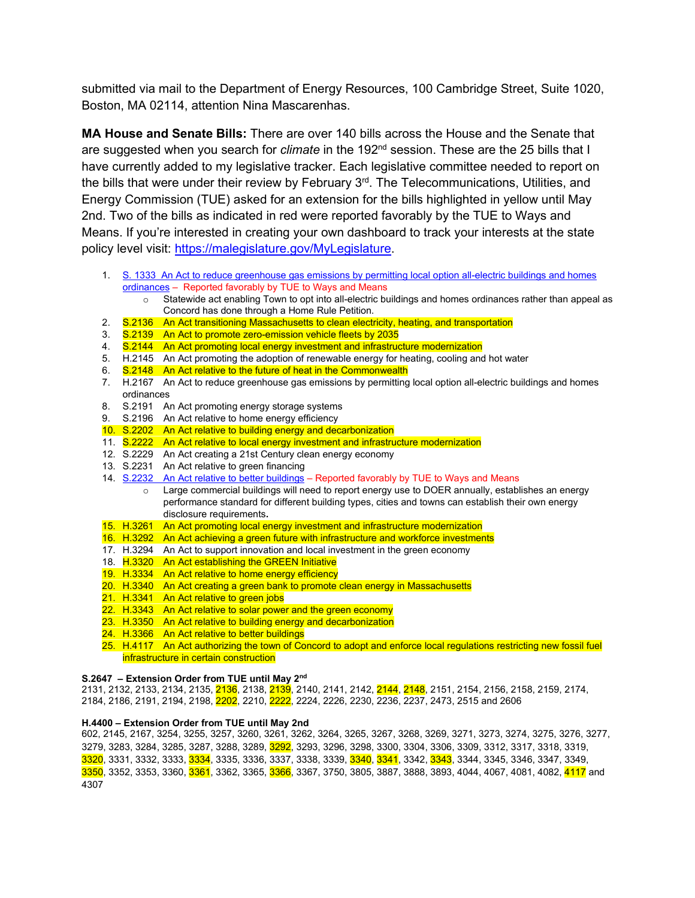submitted via mail to the Department of Energy Resources, 100 Cambridge Street, Suite 1020, Boston, MA 02114, attention Nina Mascarenhas.

**MA House and Senate Bills:** There are over 140 bills across the House and the Senate that are suggested when you search for *climate* in the 192nd session. These are the 25 bills that I have currently added to my legislative tracker. Each legislative committee needed to report on the bills that were under their review by February 3rd. The Telecommunications, Utilities, and Energy Commission (TUE) asked for an extension for the bills highlighted in yellow until May 2nd. Two of the bills as indicated in red were reported favorably by the TUE to Ways and Means. If you're interested in creating your own dashboard to track your interests at the state policy level visit: https://malegislature.gov/MyLegislature.

1. S. 1333 An Act to reduce greenhouse gas emissions by permitting local option all-electric buildings and homes ordinances – Reported favorably by TUE to Ways and Means
   - Statewide act enabling Town to opt into all-electric buildings and homes ordinances rather than appeal as Concord has done through a Home Rule Petition.
2. S.2136 An Act transitioning Massachusetts to clean electricity, heating, and transportation
3. S.2139 An Act to promote zero-emission vehicle fleets by 2035
4. S.2144 An Act promoting local energy investment and infrastructure modernization
5. H.2145 An Act promoting the adoption of renewable energy for heating, cooling and hot water
6. S.2148 An Act relative to the future of heat in the Commonwealth
7. H.2167 An Act to reduce greenhouse gas emissions by permitting local option all-electric buildings and homes ordinances
8. S.2191 An Act promoting energy storage systems
9. S.2196 An Act relative to home energy efficiency
10. S.2202 An Act relative to building energy and decarbonization
11. S.2222 An Act relative to local energy investment and infrastructure modernization
12. S.2229 An Act creating a 21st Century clean energy economy
13. S.2231 An Act relative to green financing
14. S.2232 An Act relative to better buildings – Reported favorably by TUE to Ways and Means
    - Large commercial buildings will need to report energy use to DOER annually, establishes an energy performance standard for different building types, cities and towns can establish their own energy disclosure requirements.
15. H.3261 An Act promoting local energy investment and infrastructure modernization
16. H.3292 An Act achieving a green future with infrastructure and workforce investments
17. H.3294 An Act to support innovation and local investment in the green economy
18. H.3320 An Act establishing the GREEN Initiative
19. H.3334 An Act relative to home energy efficiency
20. H.3340 An Act creating a green bank to promote clean energy in Massachusetts
21. H.3341 An Act relative to green jobs
22. H.3343 An Act relative to solar power and the green economy
23. H.3350 An Act relative to building energy and decarbonization
24. H.3366 An Act relative to better buildings
25. H.4117 An Act authorizing the town of Concord to adopt and enforce local regulations restricting new fossil fuel infrastructure in certain construction

**S.2647 – Extension Order from TUE until May 2nd**
2131, 2132, 2133, 2134, 2135, 2136, 2138, 2139, 2140, 2141, 2142, 2144, 2148, 2151, 2154, 2156, 2158, 2159, 2174, 2184, 2186, 2191, 2194, 2198, 2202, 2210, 2222, 2224, 2226, 2230, 2236, 2237, 2473, 2515 and 2606

**H.4400 – Extension Order from TUE until May 2nd**
602, 2145, 2167, 3254, 3255, 3257, 3260, 3261, 3262, 3264, 3265, 3267, 3268, 3269, 3271, 3273, 3274, 3275, 3276, 3277, 3279, 3283, 3284, 3285, 3287, 3288, 3289, 3292, 3293, 3296, 3298, 3300, 3304, 3306, 3309, 3312, 3317, 3318, 3319, 3320, 3331, 3332, 3333, 3334, 3335, 3336, 3337, 3338, 3339, 3340, 3341, 3342, 3343, 3344, 3345, 3346, 3347, 3349, 3350, 3352, 3353, 3360, 3361, 3362, 3365, 3366, 3367, 3750, 3805, 3887, 3888, 3893, 4044, 4067, 4081, 4082, 4117 and 4307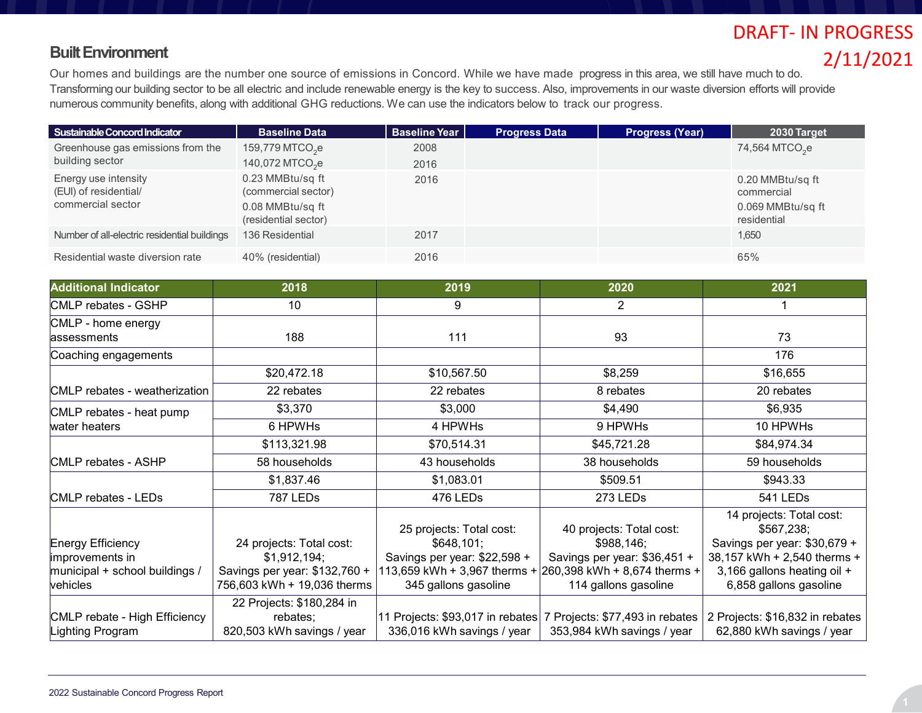DRAFT- IN PROGRESS
2/11/2021

## Built Environment

Our homes and buildings are the number one source of emissions in Concord. While we have made progress in this area, we still have much to do. Transforming our building sector to be all electric and include renewable energy is the key to success. Also, improvements in our waste diversion efforts will provide numerous community benefits, along with additional GHG reductions. We can use the indicators below to track our progress.

| Sustainable Concord Indicator | Baseline Data | Baseline Year | Progress Data | Progress (Year) | 2030 Target |
|---|---|---|---|---|---|
| Greenhouse gas emissions from the building sector | 159,779 $MTCO_2e$<br>140,072 $MTCO_2e$ | 2008<br>2016 | | | 74,564 $MTCO_2e$ |
| Energy use intensity (EUI) of residential/ commercial sector | 0.23 MMBtu/sq ft (commercial sector)<br>0.08 MMBtu/sq ft (residential sector) | 2016 | | | 0.20 MMBtu/sq ft commercial<br>0.069 MMBtu/sq ft residential |
| Number of all-electric residential buildings | 136 Residential | 2017 | | | 1,650 |
| Residential waste diversion rate | 40% (residential) | 2016 | | | 65% |

| Additional Indicator | 2018 | 2019 | 2020 | 2021 |
|---|---|---|---|---|
| CMLP rebates - GSHP | 10 | 9 | 2 | 1 |
| CMLP - home energy assessments | 188 | 111 | 93 | 73 |
| Coaching engagements | | | | 176 |
| CMLP rebates - weatherization | $20,472.18<br>22 rebates | $10,567.50<br>22 rebates | $8,259<br>8 rebates | $16,655<br>20 rebates |
| CMLP rebates - heat pump water heaters | $3,370<br>6 HPWHs | $3,000<br>4 HPWHs | $4,490<br>9 HPWHs | $6,935<br>10 HPWHs |
| CMLP rebates - ASHP | $113,321.98<br>58 households | $70,514.31<br>43 households | $45,721.28<br>38 households | $84,974.34<br>59 households |
| CMLP rebates - LEDs | $1,837.46<br>787 LEDs | $1,083.01<br>476 LEDs | $509.51<br>273 LEDs | $943.33<br>541 LEDs |
| Energy Efficiency improvements in municipal + school buildings / vehicles | 24 projects: Total cost: $1,912,194; Savings per year: $132,760 + 756,603 kWh + 19,036 therms | 25 projects: Total cost: $648,101; Savings per year: $22,598 + 113,659 kWh + 3,967 therms + 345 gallons gasoline | 40 projects: Total cost: $988,146; Savings per year: $36,451 + 260,398 kWh + 8,674 therms + 114 gallons gasoline | 14 projects: Total cost: $567,238; Savings per year: $30,679 + 38,157 kWh + 2,540 therms + 3,166 gallons heating oil + 6,858 gallons gasoline |
| CMLP rebate - High Efficiency Lighting Program | 22 Projects: $180,284 in rebates; 820,503 kWh savings / year | 11 Projects: $93,017 in rebates 336,016 kWh savings / year | 7 Projects: $77,493 in rebates 353,984 kWh savings / year | 2 Projects: $16,832 in rebates 62,880 kWh savings / year |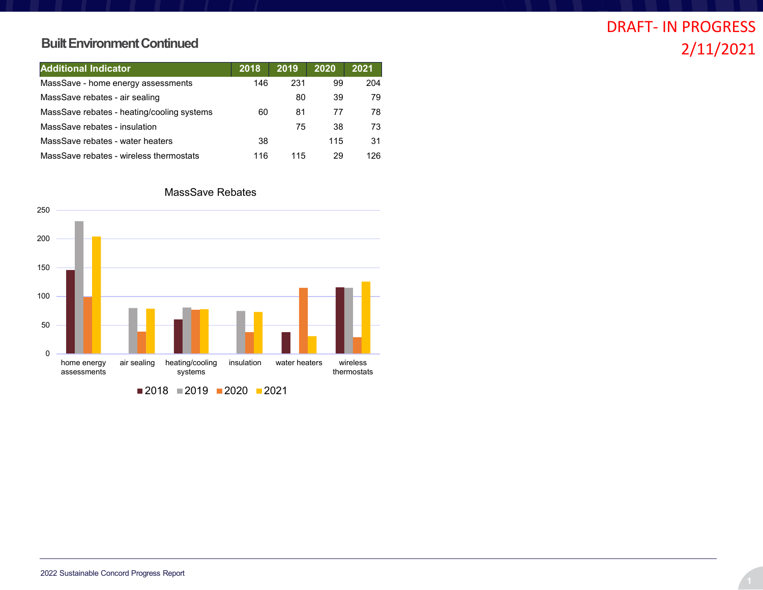DRAFT- IN PROGRESS
2/11/2021

## Built Environment Continued

| Additional Indicator | 2018 | 2019 | 2020 | 2021 |
|---|---|---|---|---|
| MassSave - home energy assessments | 146 | 231 | 99 | 204 |
| MassSave rebates - air sealing | | 80 | 39 | 79 |
| MassSave rebates - heating/cooling systems | 60 | 81 | 77 | 78 |
| MassSave rebates - insulation | | 75 | 38 | 73 |
| MassSave rebates - water heaters | 38 | | 115 | 31 |
| MassSave rebates - wireless thermostats | 116 | 115 | 29 | 126 |

MassSave Rebates

| | 2018 | 2019 | 2020 | 2021 |
|---|---|---|---|---|
| home energy assessments | 146 | 231 | 99 | 204 |
| air sealing | | 80 | 39 | 79 |
| heating/cooling systems | 60 | 81 | 77 | 78 |
| insulation | | 75 | 38 | 73 |
| water heaters | 38 | | 115 | 31 |
| wireless thermostats | 116 | 115 | 29 | 126 |

2022 Sustainable Concord Progress Report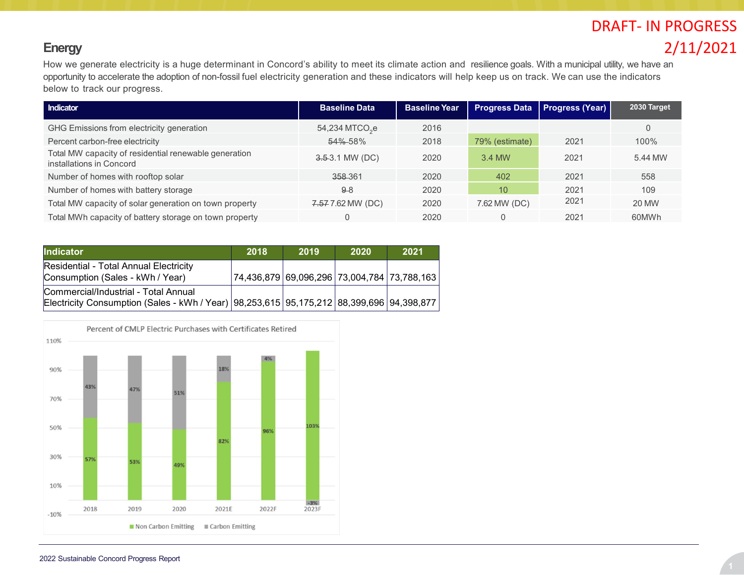DRAFT- IN PROGRESS
2/11/2021

## Energy

How we generate electricity is a huge determinant in Concord's ability to meet its climate action and resilience goals. With a municipal utility, we have an opportunity to accelerate the adoption of non-fossil fuel electricity generation and these indicators will help keep us on track. We can use the indicators below to track our progress.

| Indicator | Baseline Data | Baseline Year | Progress Data | Progress (Year) | 2030 Target |
|---|---|---|---|---|---|
| GHG Emissions from electricity generation | 54,234 $MTCO_2e$ | 2016 | | | 0 |
| Percent carbon-free electricity | ~~54%~~ 58% | 2018 | 79% (estimate) | 2021 | 100% |
| Total MW capacity of residential renewable generation installations in Concord | ~~3.5~~ 3.1 MW (DC) | 2020 | 3.4 MW | 2021 | 5.44 MW |
| Number of homes with rooftop solar | ~~358~~ 361 | 2020 | 402 | 2021 | 558 |
| Number of homes with battery storage | ~~9~~ 8 | 2020 | 10 | 2021 | 109 |
| Total MW capacity of solar generation on town property | ~~7.57~~ 7.62 MW (DC) | 2020 | 7.62 MW (DC) | 2021 | 20 MW |
| Total MWh capacity of battery storage on town property | 0 | 2020 | 0 | 2021 | 60MWh |

| Indicator | 2018 | 2019 | 2020 | 2021 |
|---|---|---|---|---|
| Residential - Total Annual Electricity Consumption (Sales - kWh / Year) | 74,436,879 | 69,096,296 | 73,004,784 | 73,788,163 |
| Commercial/Industrial - Total Annual Electricity Consumption (Sales - kWh / Year) | 98,253,615 | 95,175,212 | 88,399,696 | 94,398,877 |

**Percent of CMLP Electric Purchases with Certificates Retired**

| Year | Non Carbon Emitting | Carbon Emitting |
|---|---|---|
| 2018 | 57% | 43% |
| 2019 | 53% | 47% |
| 2020 | 49% | 51% |
| 2021E | 82% | 18% |
| 2022F | 96% | 4% |
| 2023F | 103% | -3% |

2022 Sustainable Concord Progress Report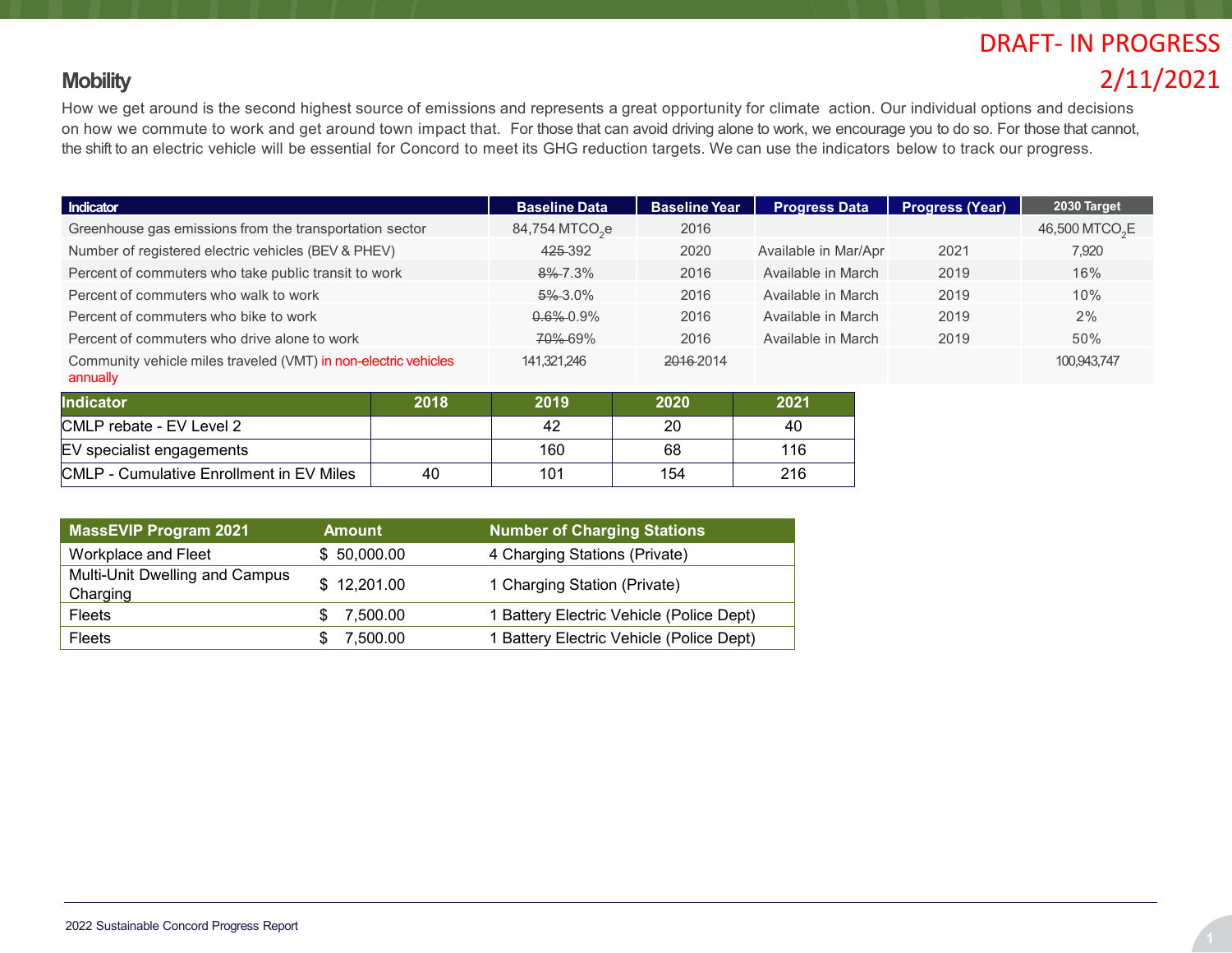DRAFT- IN PROGRESS
2/11/2021

## Mobility

How we get around is the second highest source of emissions and represents a great opportunity for climate action. Our individual options and decisions on how we commute to work and get around town impact that. For those that can avoid driving alone to work, we encourage you to do so. For those that cannot, the shift to an electric vehicle will be essential for Concord to meet its GHG reduction targets. We can use the indicators below to track our progress.

| Indicator | Baseline Data | Baseline Year | Progress Data | Progress (Year) | 2030 Target |
|---|---|---|---|---|---|
| Greenhouse gas emissions from the transportation sector | 84,754 $MTCO_2e$ | 2016 | | | 46,500 $MTCO_2E$ |
| Number of registered electric vehicles (BEV & PHEV) | ~~425~~ 392 | 2020 | Available in Mar/Apr | 2021 | 7,920 |
| Percent of commuters who take public transit to work | ~~8%~~ 7.3% | 2016 | Available in March | 2019 | 16% |
| Percent of commuters who walk to work | ~~5%~~ 3.0% | 2016 | Available in March | 2019 | 10% |
| Percent of commuters who bike to work | ~~0.6%~~ 0.9% | 2016 | Available in March | 2019 | 2% |
| Percent of commuters who drive alone to work | ~~70%~~ 69% | 2016 | Available in March | 2019 | 50% |
| Community vehicle miles traveled (VMT) in non-electric vehicles annually | 141,321,246 | ~~2016~~ 2014 | | | 100,943,747 |

| Indicator | 2018 | 2019 | 2020 | 2021 |
|---|---|---|---|---|
| CMLP rebate - EV Level 2 | | 42 | 20 | 40 |
| EV specialist engagements | | 160 | 68 | 116 |
| CMLP - Cumulative Enrollment in EV Miles | 40 | 101 | 154 | 216 |

| MassEVIP Program 2021 | Amount | Number of Charging Stations |
|---|---|---|
| Workplace and Fleet | $ 50,000.00 | 4 Charging Stations (Private) |
| Multi-Unit Dwelling and Campus Charging | $ 12,201.00 | 1 Charging Station (Private) |
| Fleets | $ 7,500.00 | 1 Battery Electric Vehicle (Police Dept) |
| Fleets | $ 7,500.00 | 1 Battery Electric Vehicle (Police Dept) |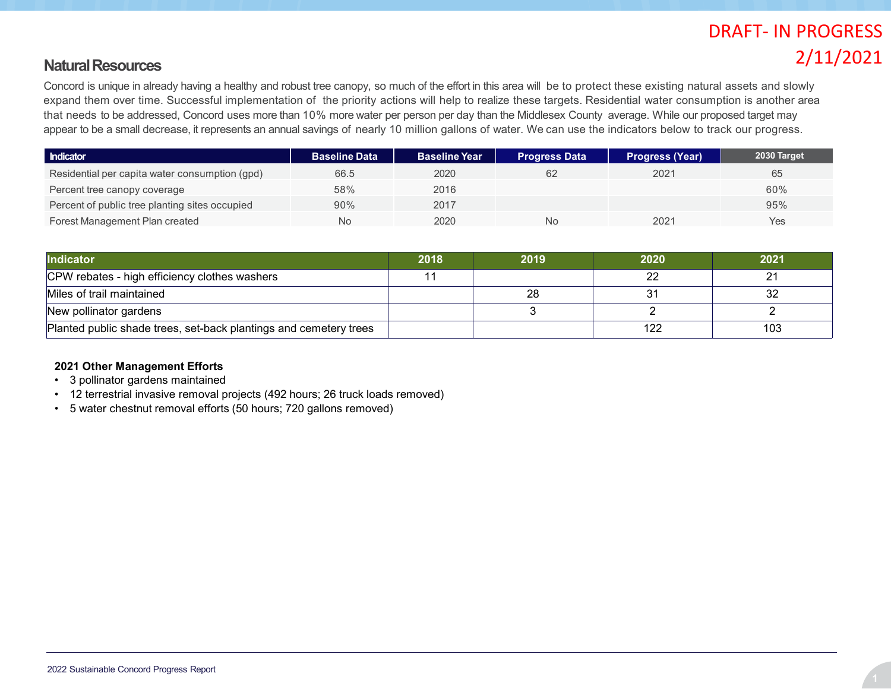DRAFT- IN PROGRESS
2/11/2021

## Natural Resources

Concord is unique in already having a healthy and robust tree canopy, so much of the effort in this area will be to protect these existing natural assets and slowly expand them over time. Successful implementation of the priority actions will help to realize these targets. Residential water consumption is another area that needs to be addressed, Concord uses more than 10% more water per person per day than the Middlesex County average. While our proposed target may appear to be a small decrease, it represents an annual savings of nearly 10 million gallons of water. We can use the indicators below to track our progress.

| Indicator | Baseline Data | Baseline Year | Progress Data | Progress (Year) | 2030 Target |
|---|---|---|---|---|---|
| Residential per capita water consumption (gpd) | 66.5 | 2020 | 62 | 2021 | 65 |
| Percent tree canopy coverage | 58% | 2016 | | | 60% |
| Percent of public tree planting sites occupied | 90% | 2017 | | | 95% |
| Forest Management Plan created | No | 2020 | No | 2021 | Yes |

| Indicator | 2018 | 2019 | 2020 | 2021 |
|---|---|---|---|---|
| CPW rebates - high efficiency clothes washers | 11 | | 22 | 21 |
| Miles of trail maintained | | 28 | 31 | 32 |
| New pollinator gardens | | 3 | 2 | 2 |
| Planted public shade trees, set-back plantings and cemetery trees | | | 122 | 103 |

**2021 Other Management Efforts**

- 3 pollinator gardens maintained
- 12 terrestrial invasive removal projects (492 hours; 26 truck loads removed)
- 5 water chestnut removal efforts (50 hours; 720 gallons removed)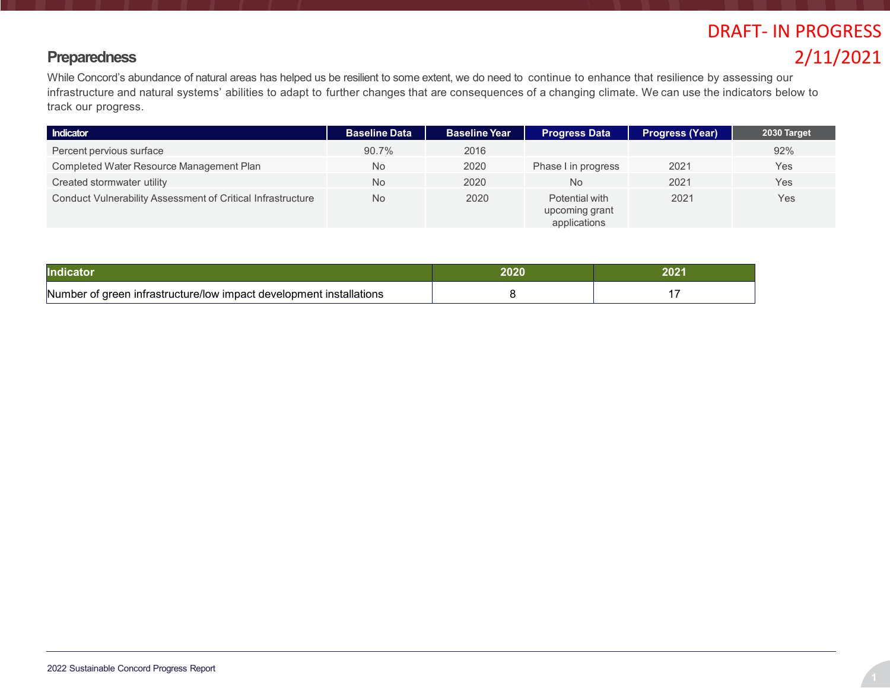DRAFT- IN PROGRESS
2/11/2021

## Preparedness

While Concord's abundance of natural areas has helped us be resilient to some extent, we do need to continue to enhance that resilience by assessing our infrastructure and natural systems' abilities to adapt to further changes that are consequences of a changing climate. We can use the indicators below to track our progress.

| Indicator | Baseline Data | Baseline Year | Progress Data | Progress (Year) | 2030 Target |
|---|---|---|---|---|---|
| Percent pervious surface | 90.7% | 2016 | | | 92% |
| Completed Water Resource Management Plan | No | 2020 | Phase I in progress | 2021 | Yes |
| Created stormwater utility | No | 2020 | No | 2021 | Yes |
| Conduct Vulnerability Assessment of Critical Infrastructure | No | 2020 | Potential with upcoming grant applications | 2021 | Yes |

| Indicator | 2020 | 2021 |
|---|---|---|
| Number of green infrastructure/low impact development installations | 8 | 17 |